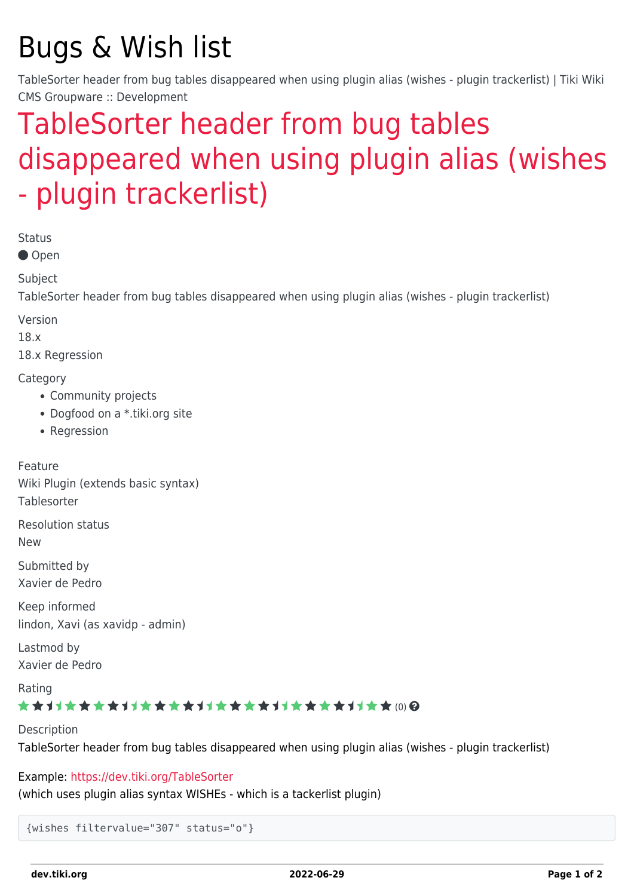# Bugs & Wish list

TableSorter header from bug tables disappeared when using plugin alias (wishes - plugin trackerlist) | Tiki Wiki CMS Groupware :: Development

## TableSorter header from bug tables disappeared when using plugin alias (wishes - plugin trackerlist)

Status

● Open

Subject

TableSorter header from bug tables disappeared when using plugin alias (wishes - plugin trackerlist)

Version

18.x

18.x Regression

Category

- Community projects
- Dogfood on a *.tiki.org site
- Regression

Feature

Wiki Plugin (extends basic syntax)

Tablesorter

Resolution status

New

Submitted by

Xavier de Pedro

Keep informed

lindon, Xavi (as xavidp - admin)

Lastmod by

Xavier de Pedro

Rating

(0)

Description

TableSorter header from bug tables disappeared when using plugin alias (wishes - plugin trackerlist)

Example: https://dev.tiki.org/TableSorter

(which uses plugin alias syntax WISHEs - which is a tackerlist plugin)

```
{wishes filtervalue="307" status="o"}
```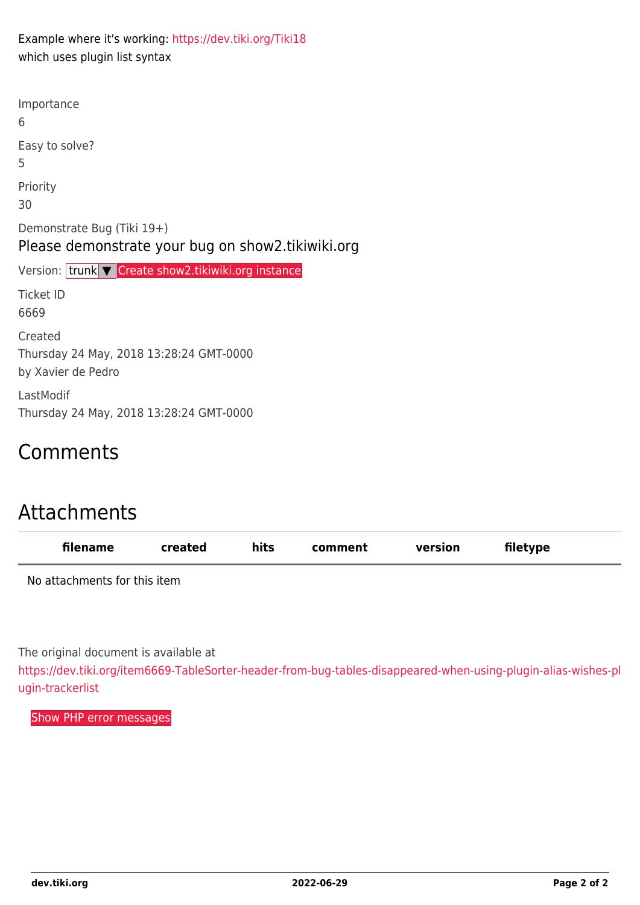Example where it's working: https://dev.tiki.org/Tiki18
which uses plugin list syntax

Importance
6

Easy to solve?
5

Priority
30

Demonstrate Bug (Tiki 19+)

Please demonstrate your bug on show2.tikiwiki.org

Version: trunk ▼ Create show2.tikiwiki.org instance

Ticket ID
6669

Created
Thursday 24 May, 2018 13:28:24 GMT-0000
by Xavier de Pedro

LastModif
Thursday 24 May, 2018 13:28:24 GMT-0000

# Comments

# Attachments

| filename | created | hits | comment | version | filetype |
|---|---|---|---|---|---|

No attachments for this item

The original document is available at
https://dev.tiki.org/item6669-TableSorter-header-from-bug-tables-disappeared-when-using-plugin-alias-wishes-plugin-trackerlist

Show PHP error messages